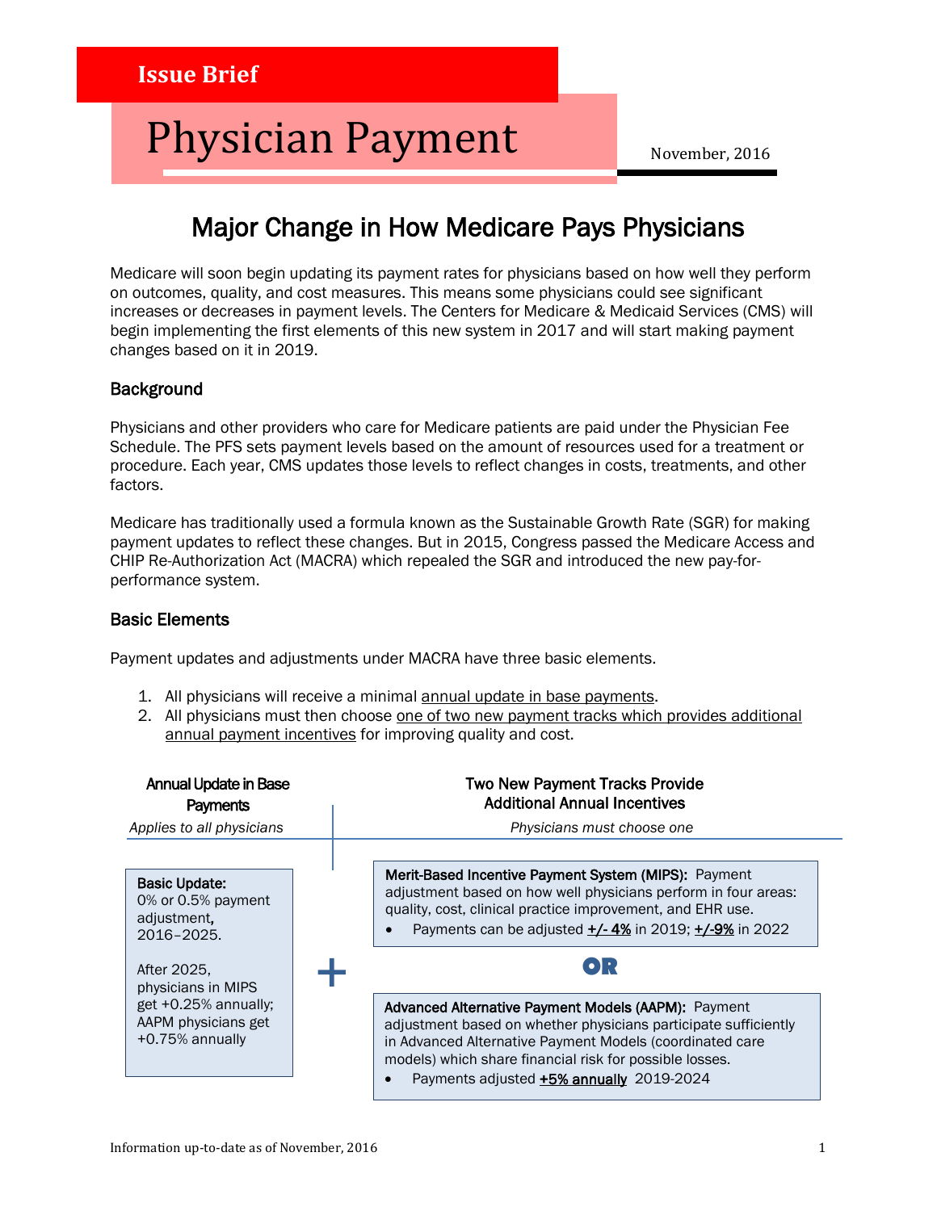**Issue Brief**

# Physician Payment

November, 2016

## Major Change in How Medicare Pays Physicians

Medicare will soon begin updating its payment rates for physicians based on how well they perform on outcomes, quality, and cost measures. This means some physicians could see significant increases or decreases in payment levels. The Centers for Medicare & Medicaid Services (CMS) will begin implementing the first elements of this new system in 2017 and will start making payment changes based on it in 2019.

### Background

Physicians and other providers who care for Medicare patients are paid under the Physician Fee Schedule. The PFS sets payment levels based on the amount of resources used for a treatment or procedure. Each year, CMS updates those levels to reflect changes in costs, treatments, and other factors.

Medicare has traditionally used a formula known as the Sustainable Growth Rate (SGR) for making payment updates to reflect these changes. But in 2015, Congress passed the Medicare Access and CHIP Re-Authorization Act (MACRA) which repealed the SGR and introduced the new pay-for-performance system.

### Basic Elements

Payment updates and adjustments under MACRA have three basic elements.

1. All physicians will receive a minimal <u>annual update in base payments</u>.
2. All physicians must then choose <u>one of two new payment tracks which provides additional annual payment incentives</u> for improving quality and cost.

| Annual Update in Base Payments<br>*Applies to all physicians* | | Two New Payment Tracks Provide Additional Annual Incentives<br>*Physicians must choose one* |
|---|---|---|
| **Basic Update:**<br>0% or 0.5% payment adjustment**,** 2016–2025.<br><br>After 2025, physicians in MIPS get +0.25% annually; AAPM physicians get +0.75% annually | **+** | **Merit-Based Incentive Payment System (MIPS):** Payment adjustment based on how well physicians perform in four areas: quality, cost, clinical practice improvement, and EHR use.<br>• Payments can be adjusted <u>**+/- 4%**</u> in 2019; <u>**+/-9%**</u> in 2022<br><br>**OR**<br><br>**Advanced Alternative Payment Models (AAPM):** Payment adjustment based on whether physicians participate sufficiently in Advanced Alternative Payment Models (coordinated care models) which share financial risk for possible losses.<br>• Payments adjusted <u>**+5% annually**</u> 2019-2024 |

Information up-to-date as of November, 2016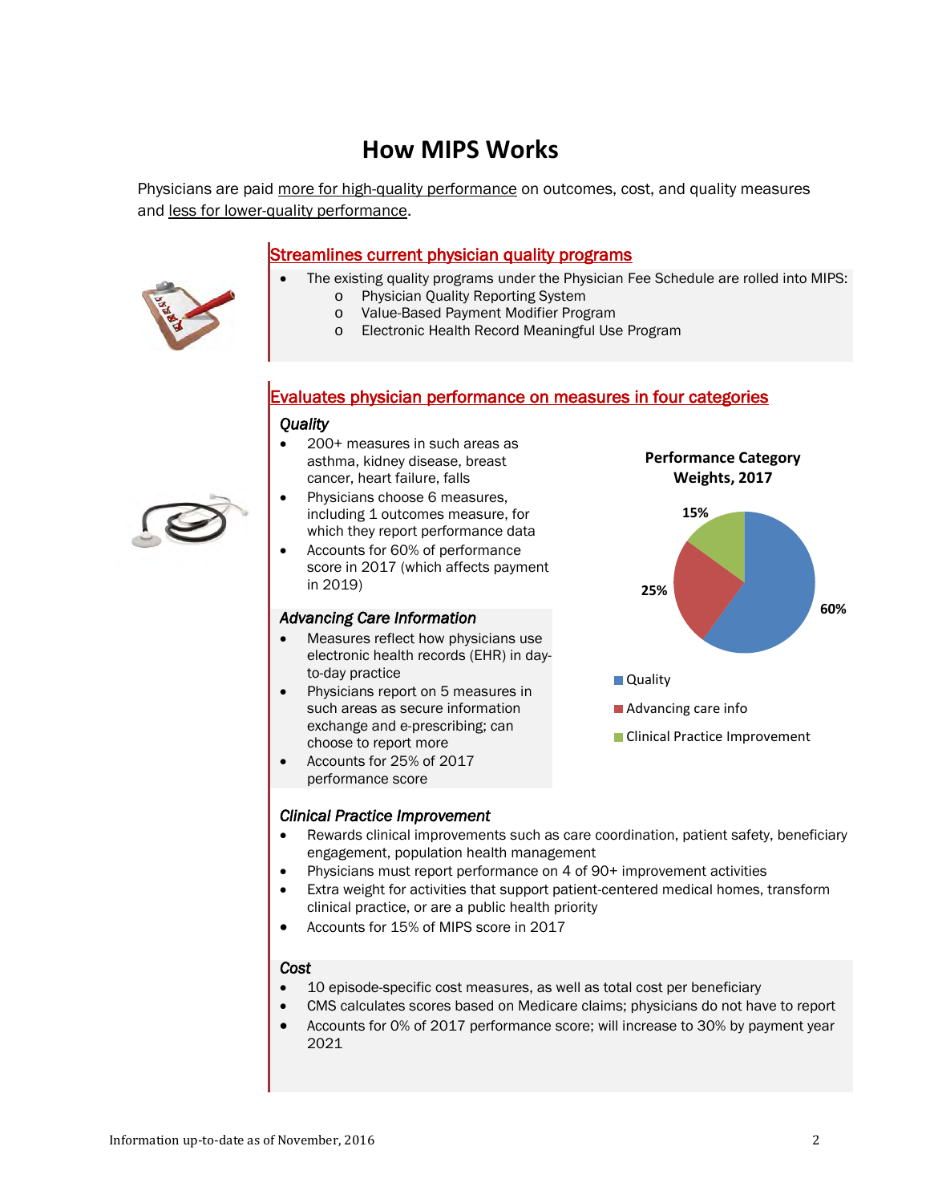# How MIPS Works

Physicians are paid more for high-quality performance on outcomes, cost, and quality measures and less for lower-quality performance.

## Streamlines current physician quality programs

- The existing quality programs under the Physician Fee Schedule are rolled into MIPS:
  - Physician Quality Reporting System
  - Value-Based Payment Modifier Program
  - Electronic Health Record Meaningful Use Program

## Evaluates physician performance on measures in four categories

### *Quality*

- 200+ measures in such areas as asthma, kidney disease, breast cancer, heart failure, falls
- Physicians choose 6 measures, including 1 outcomes measure, for which they report performance data
- Accounts for 60% of performance score in 2017 (which affects payment in 2019)

**Performance Category Weights, 2017**

- Quality: 60%
- Advancing care info: 25%
- Clinical Practice Improvement: 15%

### *Advancing Care Information*

- Measures reflect how physicians use electronic health records (EHR) in day-to-day practice
- Physicians report on 5 measures in such areas as secure information exchange and e-prescribing; can choose to report more
- Accounts for 25% of 2017 performance score

### *Clinical Practice Improvement*

- Rewards clinical improvements such as care coordination, patient safety, beneficiary engagement, population health management
- Physicians must report performance on 4 of 90+ improvement activities
- Extra weight for activities that support patient-centered medical homes, transform clinical practice, or are a public health priority
- Accounts for 15% of MIPS score in 2017

### *Cost*

- 10 episode-specific cost measures, as well as total cost per beneficiary
- CMS calculates scores based on Medicare claims; physicians do not have to report
- Accounts for 0% of 2017 performance score; will increase to 30% by payment year 2021

Information up-to-date as of November, 2016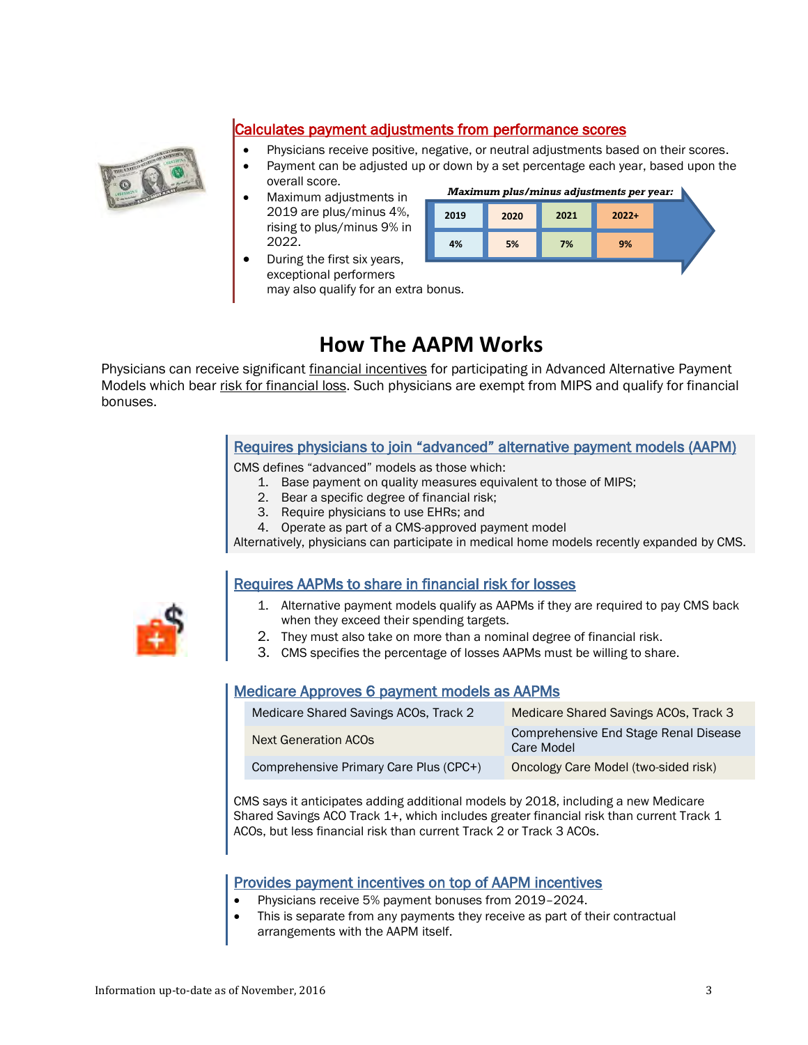### Calculates payment adjustments from performance scores

- Physicians receive positive, negative, or neutral adjustments based on their scores.
- Payment can be adjusted up or down by a set percentage each year, based upon the overall score.
- Maximum adjustments in 2019 are plus/minus 4%, rising to plus/minus 9% in 2022.
- During the first six years, exceptional performers may also qualify for an extra bonus.

***Maximum plus/minus adjustments per year:***

| 2019 | 2020 | 2021 | 2022+ |
|---|---|---|---|
| 4% | 5% | 7% | 9% |

# How The AAPM Works

Physicians can receive significant financial incentives for participating in Advanced Alternative Payment Models which bear risk for financial loss. Such physicians are exempt from MIPS and qualify for financial bonuses.

### Requires physicians to join "advanced" alternative payment models (AAPM)

CMS defines "advanced" models as those which:

1. Base payment on quality measures equivalent to those of MIPS;
2. Bear a specific degree of financial risk;
3. Require physicians to use EHRs; and
4. Operate as part of a CMS-approved payment model

Alternatively, physicians can participate in medical home models recently expanded by CMS.

### Requires AAPMs to share in financial risk for losses

1. Alternative payment models qualify as AAPMs if they are required to pay CMS back when they exceed their spending targets.
2. They must also take on more than a nominal degree of financial risk.
3. CMS specifies the percentage of losses AAPMs must be willing to share.

### Medicare Approves 6 payment models as AAPMs

| | |
|---|---|
| Medicare Shared Savings ACOs, Track 2 | Medicare Shared Savings ACOs, Track 3 |
| Next Generation ACOs | Comprehensive End Stage Renal Disease Care Model |
| Comprehensive Primary Care Plus (CPC+) | Oncology Care Model (two-sided risk) |

CMS says it anticipates adding additional models by 2018, including a new Medicare Shared Savings ACO Track 1+, which includes greater financial risk than current Track 1 ACOs, but less financial risk than current Track 2 or Track 3 ACOs.

### Provides payment incentives on top of AAPM incentives

- Physicians receive 5% payment bonuses from 2019–2024.
- This is separate from any payments they receive as part of their contractual arrangements with the AAPM itself.

Information up-to-date as of November, 2016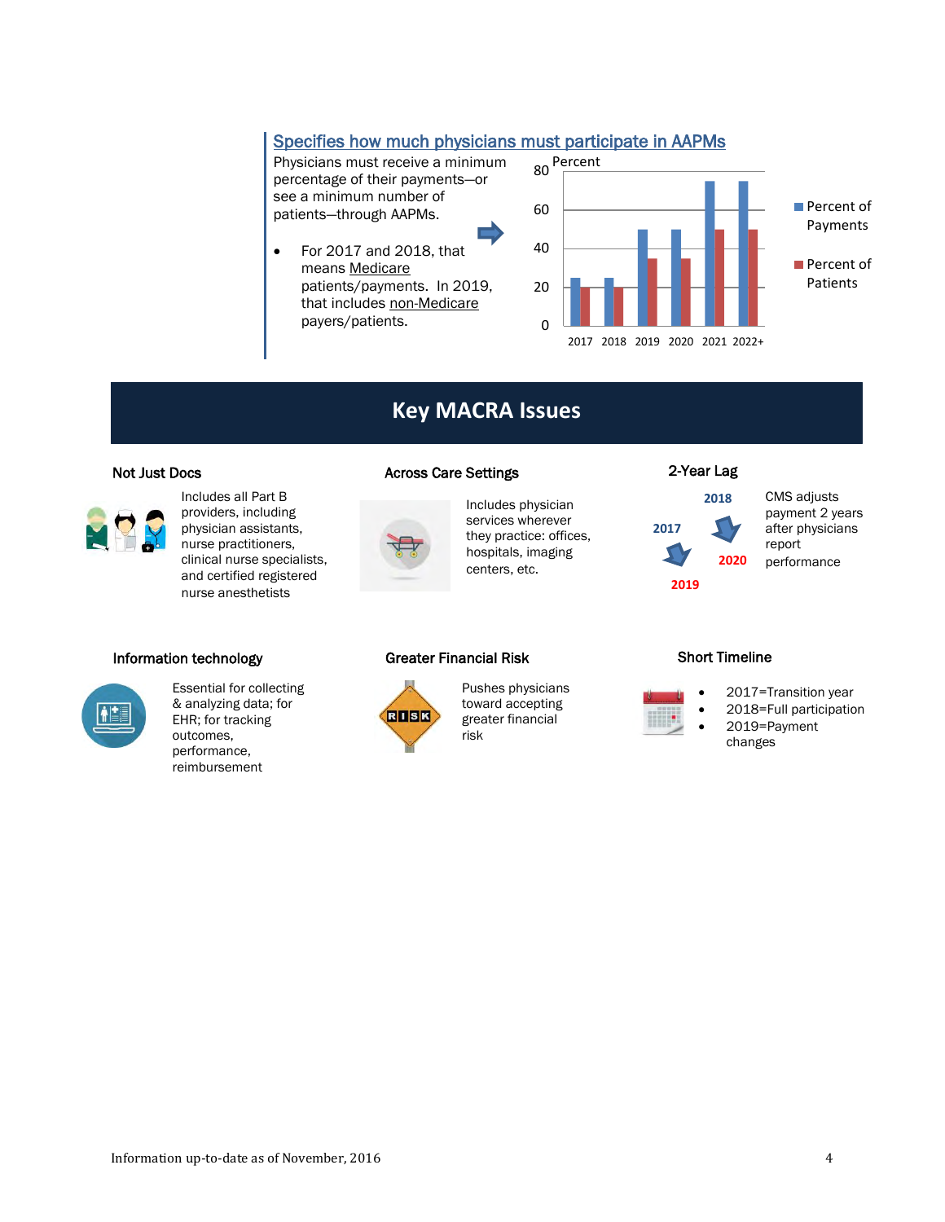## Specifies how much physicians must participate in AAPMs

Physicians must receive a minimum percentage of their payments—or see a minimum number of patients—through AAPMs.

- For 2017 and 2018, that means Medicare patients/payments. In 2019, that includes non-Medicare payers/patients.

Percent

80
60
40
20
0

2017 2018 2019 2020 2021 2022+

Percent of Payments

Percent of Patients

# Key MACRA Issues

### Not Just Docs

Includes all Part B providers, including physician assistants, nurse practitioners, clinical nurse specialists, and certified registered nurse anesthetists

### Across Care Settings

Includes physician services wherever they practice: offices, hospitals, imaging centers, etc.

### 2-Year Lag

2017
2019
2018
2020

CMS adjusts payment 2 years after physicians report performance

### Information technology

Essential for collecting & analyzing data; for EHR; for tracking outcomes, performance, reimbursement

### Greater Financial Risk

Pushes physicians toward accepting greater financial risk

### Short Timeline

- 2017=Transition year
- 2018=Full participation
- 2019=Payment changes

Information up-to-date as of November, 2016